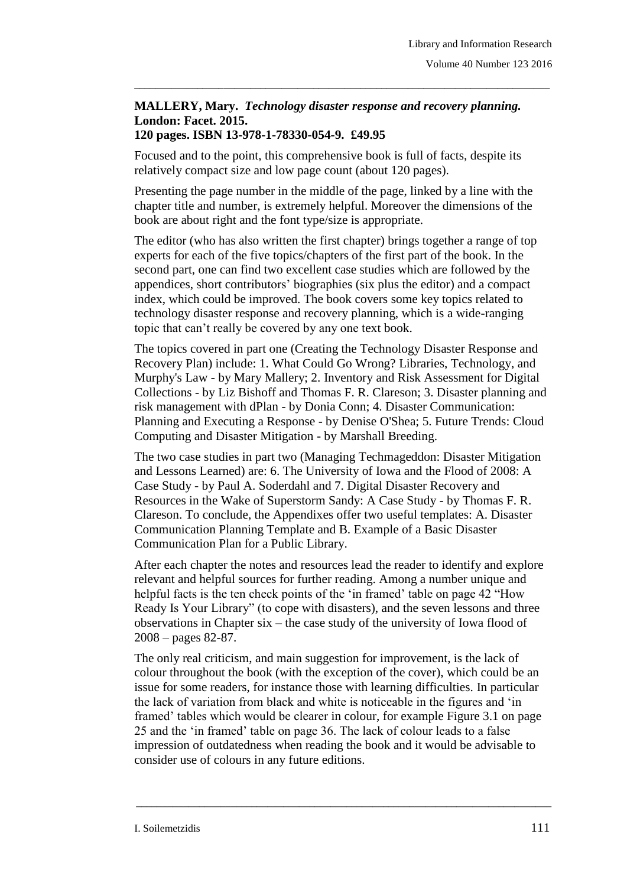**MALLERY, Mary.** ***Technology disaster response and recovery planning.*** **London: Facet. 2015.**
**120 pages. ISBN 13-978-1-78330-054-9. £49.95**

Focused and to the point, this comprehensive book is full of facts, despite its relatively compact size and low page count (about 120 pages).

Presenting the page number in the middle of the page, linked by a line with the chapter title and number, is extremely helpful. Moreover the dimensions of the book are about right and the font type/size is appropriate.

The editor (who has also written the first chapter) brings together a range of top experts for each of the five topics/chapters of the first part of the book. In the second part, one can find two excellent case studies which are followed by the appendices, short contributors' biographies (six plus the editor) and a compact index, which could be improved. The book covers some key topics related to technology disaster response and recovery planning, which is a wide-ranging topic that can't really be covered by any one text book.

The topics covered in part one (Creating the Technology Disaster Response and Recovery Plan) include: 1. What Could Go Wrong? Libraries, Technology, and Murphy's Law - by Mary Mallery; 2. Inventory and Risk Assessment for Digital Collections - by Liz Bishoff and Thomas F. R. Clareson; 3. Disaster planning and risk management with dPlan - by Donia Conn; 4. Disaster Communication: Planning and Executing a Response - by Denise O'Shea; 5. Future Trends: Cloud Computing and Disaster Mitigation - by Marshall Breeding.

The two case studies in part two (Managing Techmageddon: Disaster Mitigation and Lessons Learned) are: 6. The University of Iowa and the Flood of 2008: A Case Study - by Paul A. Soderdahl and 7. Digital Disaster Recovery and Resources in the Wake of Superstorm Sandy: A Case Study - by Thomas F. R. Clareson. To conclude, the Appendixes offer two useful templates: A. Disaster Communication Planning Template and B. Example of a Basic Disaster Communication Plan for a Public Library.

After each chapter the notes and resources lead the reader to identify and explore relevant and helpful sources for further reading. Among a number unique and helpful facts is the ten check points of the 'in framed' table on page 42 "How Ready Is Your Library" (to cope with disasters), and the seven lessons and three observations in Chapter six – the case study of the university of Iowa flood of 2008 – pages 82-87.

The only real criticism, and main suggestion for improvement, is the lack of colour throughout the book (with the exception of the cover), which could be an issue for some readers, for instance those with learning difficulties. In particular the lack of variation from black and white is noticeable in the figures and 'in framed' tables which would be clearer in colour, for example Figure 3.1 on page 25 and the 'in framed' table on page 36. The lack of colour leads to a false impression of outdatedness when reading the book and it would be advisable to consider use of colours in any future editions.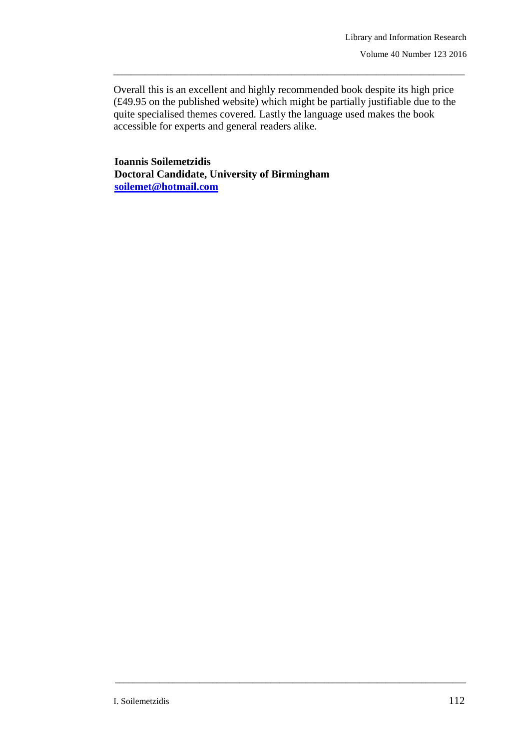Overall this is an excellent and highly recommended book despite its high price (£49.95 on the published website) which might be partially justifiable due to the quite specialised themes covered. Lastly the language used makes the book accessible for experts and general readers alike.

**Ioannis Soilemetzidis**
**Doctoral Candidate, University of Birmingham**
**soilemet@hotmail.com**